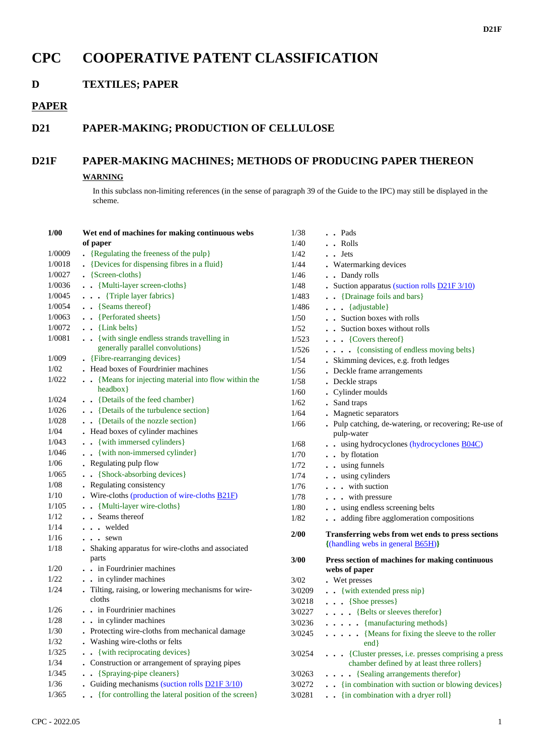# CPC COOPERATIVE PATENT CLASSIFICATION

## D TEXTILES; PAPER

## PAPER

## D21 PAPER-MAKING; PRODUCTION OF CELLULOSE

## D21F PAPER-MAKING MACHINES; METHODS OF PRODUCING PAPER THEREON

**WARNING**

In this subclass non-limiting references (in the sense of paragraph 39 of the Guide to the IPC) may still be displayed in the scheme.

| | |
|---|---|
| **1/00** | **Wet end of machines for making continuous webs of paper** |
| 1/0009 | . {Regulating the freeness of the pulp} |
| 1/0018 | . {Devices for dispensing fibres in a fluid} |
| 1/0027 | . {Screen-cloths} |
| 1/0036 | . . {Multi-layer screen-cloths} |
| 1/0045 | . . . {Triple layer fabrics} |
| 1/0054 | . . {Seams thereof} |
| 1/0063 | . . {Perforated sheets} |
| 1/0072 | . . {Link belts} |
| 1/0081 | . . {with single endless strands travelling in generally parallel convolutions} |
| 1/009 | . {Fibre-rearranging devices} |
| 1/02 | . Head boxes of Fourdrinier machines |
| 1/022 | . . {Means for injecting material into flow within the headbox} |
| 1/024 | . . {Details of the feed chamber} |
| 1/026 | . . {Details of the turbulence section} |
| 1/028 | . . {Details of the nozzle section} |
| 1/04 | . Head boxes of cylinder machines |
| 1/043 | . . {with immersed cylinders} |
| 1/046 | . . {with non-immersed cylinder} |
| 1/06 | . Regulating pulp flow |
| 1/065 | . . {Shock-absorbing devices} |
| 1/08 | . Regulating consistency |
| 1/10 | . Wire-cloths (production of wire-cloths B21F) |
| 1/105 | . . {Multi-layer wire-cloths} |
| 1/12 | . . Seams thereof |
| 1/14 | . . . welded |
| 1/16 | . . . sewn |
| 1/18 | . Shaking apparatus for wire-cloths and associated parts |
| 1/20 | . . in Fourdrinier machines |
| 1/22 | . . in cylinder machines |
| 1/24 | . Tilting, raising, or lowering mechanisms for wire-cloths |
| 1/26 | . . in Fourdrinier machines |
| 1/28 | . . in cylinder machines |
| 1/30 | . Protecting wire-cloths from mechanical damage |
| 1/32 | . Washing wire-cloths or felts |
| 1/325 | . . {with reciprocating devices} |
| 1/34 | . Construction or arrangement of spraying pipes |
| 1/345 | . . {Spraying-pipe cleaners} |
| 1/36 | . Guiding mechanisms (suction rolls D21F 3/10) |
| 1/365 | . . {for controlling the lateral position of the screen} |
| 1/38 | . . Pads |
| 1/40 | . . Rolls |
| 1/42 | . . Jets |
| 1/44 | . Watermarking devices |
| 1/46 | . . Dandy rolls |
| 1/48 | . Suction apparatus (suction rolls D21F 3/10) |
| 1/483 | . . {Drainage foils and bars} |
| 1/486 | . . . {adjustable} |
| 1/50 | . . Suction boxes with rolls |
| 1/52 | . . Suction boxes without rolls |
| 1/523 | . . . {Covers thereof} |
| 1/526 | . . . . {consisting of endless moving belts} |
| 1/54 | . Skimming devices, e.g. froth ledges |
| 1/56 | . Deckle frame arrangements |
| 1/58 | . Deckle straps |
| 1/60 | . Cylinder moulds |
| 1/62 | . Sand traps |
| 1/64 | . Magnetic separators |
| 1/66 | . Pulp catching, de-watering, or recovering; Re-use of pulp-water |
| 1/68 | . . using hydrocyclones (hydrocyclones B04C) |
| 1/70 | . . by flotation |
| 1/72 | . . using funnels |
| 1/74 | . . using cylinders |
| 1/76 | . . . with suction |
| 1/78 | . . . with pressure |
| 1/80 | . . using endless screening belts |
| 1/82 | . . adding fibre agglomeration compositions |
| **2/00** | **Transferring webs from wet ends to press sections {(handling webs in general B65H)}** |
| **3/00** | **Press section of machines for making continuous webs of paper** |
| 3/02 | . Wet presses |
| 3/0209 | . . {with extended press nip} |
| 3/0218 | . . . {Shoe presses} |
| 3/0227 | . . . . {Belts or sleeves therefor} |
| 3/0236 | . . . . . {manufacturing methods} |
| 3/0245 | . . . . . {Means for fixing the sleeve to the roller end} |
| 3/0254 | . . . {Cluster presses, i.e. presses comprising a press chamber defined by at least three rollers} |
| 3/0263 | . . . . {Sealing arrangements therefor} |
| 3/0272 | . . {in combination with suction or blowing devices} |
| 3/0281 | . . {in combination with a dryer roll} |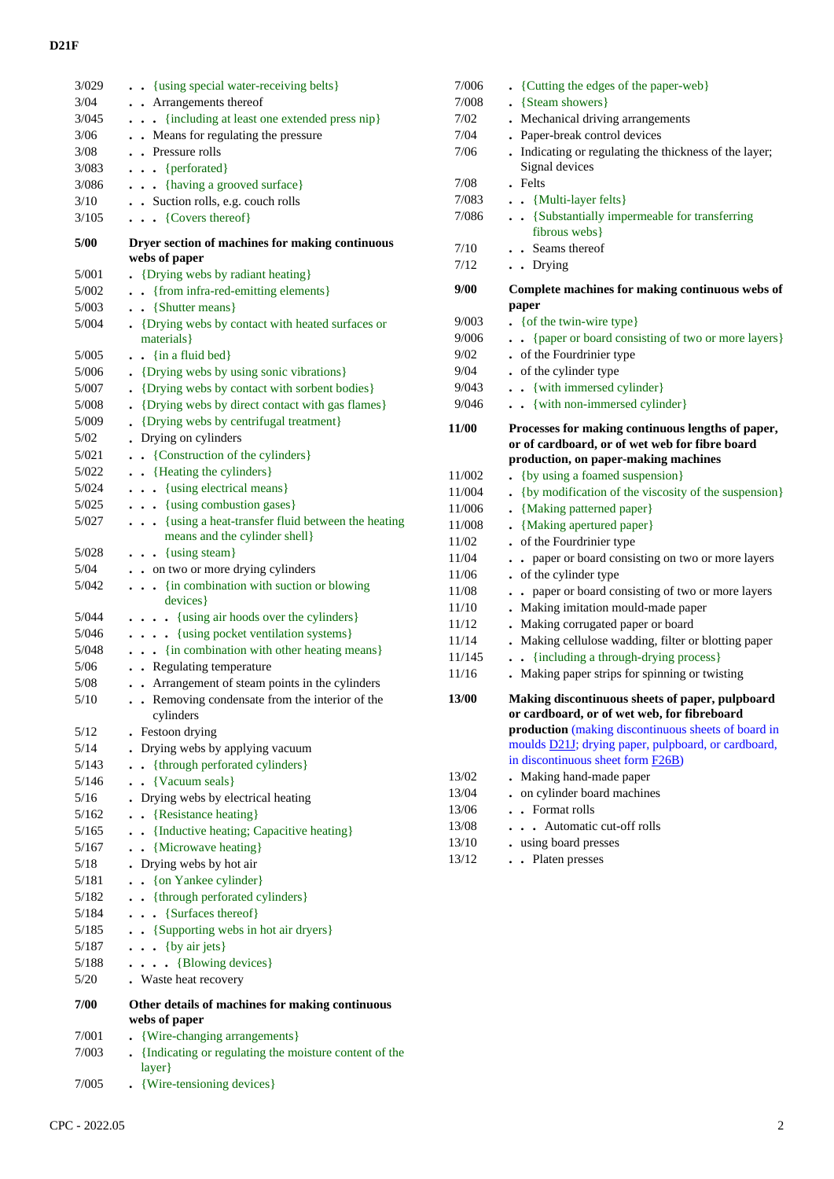| | |
|---|---|
| 3/029 | . . {using special water-receiving belts} |
| 3/04 | . . Arrangements thereof |
| 3/045 | . . . {including at least one extended press nip} |
| 3/06 | . . Means for regulating the pressure |
| 3/08 | . . Pressure rolls |
| 3/083 | . . . {perforated} |
| 3/086 | . . . {having a grooved surface} |
| 3/10 | . . Suction rolls, e.g. couch rolls |
| 3/105 | . . . {Covers thereof} |
| **5/00** | **Dryer section of machines for making continuous webs of paper** |
| 5/001 | . {Drying webs by radiant heating} |
| 5/002 | . . {from infra-red-emitting elements} |
| 5/003 | . . {Shutter means} |
| 5/004 | . {Drying webs by contact with heated surfaces or materials} |
| 5/005 | . . {in a fluid bed} |
| 5/006 | . {Drying webs by using sonic vibrations} |
| 5/007 | . {Drying webs by contact with sorbent bodies} |
| 5/008 | . {Drying webs by direct contact with gas flames} |
| 5/009 | . {Drying webs by centrifugal treatment} |
| 5/02 | . Drying on cylinders |
| 5/021 | . . {Construction of the cylinders} |
| 5/022 | . . {Heating the cylinders} |
| 5/024 | . . . {using electrical means} |
| 5/025 | . . . {using combustion gases} |
| 5/027 | . . . {using a heat-transfer fluid between the heating means and the cylinder shell} |
| 5/028 | . . . {using steam} |
| 5/04 | . . on two or more drying cylinders |
| 5/042 | . . . {in combination with suction or blowing devices} |
| 5/044 | . . . . {using air hoods over the cylinders} |
| 5/046 | . . . . {using pocket ventilation systems} |
| 5/048 | . . . {in combination with other heating means} |
| 5/06 | . . Regulating temperature |
| 5/08 | . . Arrangement of steam points in the cylinders |
| 5/10 | . . Removing condensate from the interior of the cylinders |
| 5/12 | . Festoon drying |
| 5/14 | . Drying webs by applying vacuum |
| 5/143 | . . {through perforated cylinders} |
| 5/146 | . . {Vacuum seals} |
| 5/16 | . Drying webs by electrical heating |
| 5/162 | . . {Resistance heating} |
| 5/165 | . . {Inductive heating; Capacitive heating} |
| 5/167 | . . {Microwave heating} |
| 5/18 | . Drying webs by hot air |
| 5/181 | . . {on Yankee cylinder} |
| 5/182 | . . {through perforated cylinders} |
| 5/184 | . . . {Surfaces thereof} |
| 5/185 | . . {Supporting webs in hot air dryers} |
| 5/187 | . . . {by air jets} |
| 5/188 | . . . . {Blowing devices} |
| 5/20 | . Waste heat recovery |
| **7/00** | **Other details of machines for making continuous webs of paper** |
| 7/001 | . {Wire-changing arrangements} |
| 7/003 | . {Indicating or regulating the moisture content of the layer} |
| 7/005 | . {Wire-tensioning devices} |
| 7/006 | . {Cutting the edges of the paper-web} |
| 7/008 | . {Steam showers} |
| 7/02 | . Mechanical driving arrangements |
| 7/04 | . Paper-break control devices |
| 7/06 | . Indicating or regulating the thickness of the layer; Signal devices |
| 7/08 | . Felts |
| 7/083 | . . {Multi-layer felts} |
| 7/086 | . . {Substantially impermeable for transferring fibrous webs} |
| 7/10 | . . Seams thereof |
| 7/12 | . . Drying |
| **9/00** | **Complete machines for making continuous webs of paper** |
| 9/003 | . {of the twin-wire type} |
| 9/006 | . . {paper or board consisting of two or more layers} |
| 9/02 | . of the Fourdrinier type |
| 9/04 | . of the cylinder type |
| 9/043 | . . {with immersed cylinder} |
| 9/046 | . . {with non-immersed cylinder} |
| **11/00** | **Processes for making continuous lengths of paper, or of cardboard, or of wet web for fibre board production, on paper-making machines** |
| 11/002 | . {by using a foamed suspension} |
| 11/004 | . {by modification of the viscosity of the suspension} |
| 11/006 | . {Making patterned paper} |
| 11/008 | . {Making apertured paper} |
| 11/02 | . of the Fourdrinier type |
| 11/04 | . . paper or board consisting on two or more layers |
| 11/06 | . of the cylinder type |
| 11/08 | . . paper or board consisting of two or more layers |
| 11/10 | . Making imitation mould-made paper |
| 11/12 | . Making corrugated paper or board |
| 11/14 | . Making cellulose wadding, filter or blotting paper |
| 11/145 | . . {including a through-drying process} |
| 11/16 | . Making paper strips for spinning or twisting |
| **13/00** | **Making discontinuous sheets of paper, pulpboard or cardboard, or of wet web, for fibreboard production** (making discontinuous sheets of board in moulds D21J; drying paper, pulpboard, or cardboard, in discontinuous sheet form F26B) |
| 13/02 | . Making hand-made paper |
| 13/04 | . on cylinder board machines |
| 13/06 | . . Format rolls |
| 13/08 | . . . Automatic cut-off rolls |
| 13/10 | . using board presses |
| 13/12 | . . Platen presses |